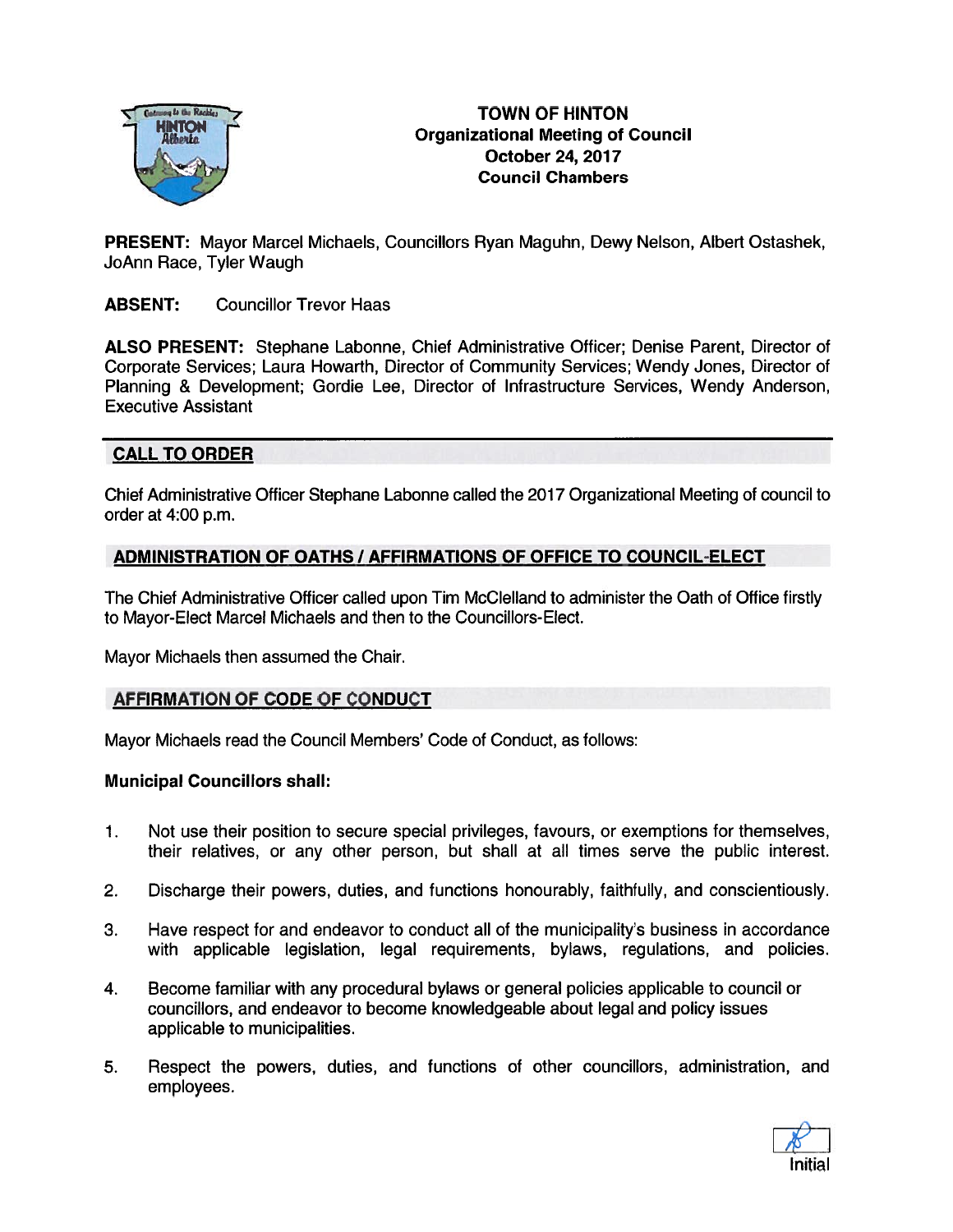# TOWN OF HINTON
## Organizational Meeting of Council
## October 24, 2017
## Council Chambers

**PRESENT:** Mayor Marcel Michaels, Councillors Ryan Maguhn, Dewy Nelson, Albert Ostashek, JoAnn Race, Tyler Waugh

**ABSENT:** Councillor Trevor Haas

**ALSO PRESENT:** Stephane Labonne, Chief Administrative Officer; Denise Parent, Director of Corporate Services; Laura Howarth, Director of Community Services; Wendy Jones, Director of Planning & Development; Gordie Lee, Director of Infrastructure Services, Wendy Anderson, Executive Assistant

---

## CALL TO ORDER

Chief Administrative Officer Stephane Labonne called the 2017 Organizational Meeting of council to order at 4:00 p.m.

## ADMINISTRATION OF OATHS / AFFIRMATIONS OF OFFICE TO COUNCIL-ELECT

The Chief Administrative Officer called upon Tim McClelland to administer the Oath of Office firstly to Mayor-Elect Marcel Michaels and then to the Councillors-Elect.

Mayor Michaels then assumed the Chair.

## AFFIRMATION OF CODE OF CONDUCT

Mayor Michaels read the Council Members' Code of Conduct, as follows:

**Municipal Councillors shall:**

1. Not use their position to secure special privileges, favours, or exemptions for themselves, their relatives, or any other person, but shall at all times serve the public interest.
2. Discharge their powers, duties, and functions honourably, faithfully, and conscientiously.
3. Have respect for and endeavor to conduct all of the municipality's business in accordance with applicable legislation, legal requirements, bylaws, regulations, and policies.
4. Become familiar with any procedural bylaws or general policies applicable to council or councillors, and endeavor to become knowledgeable about legal and policy issues applicable to municipalities.
5. Respect the powers, duties, and functions of other councillors, administration, and employees.

Initial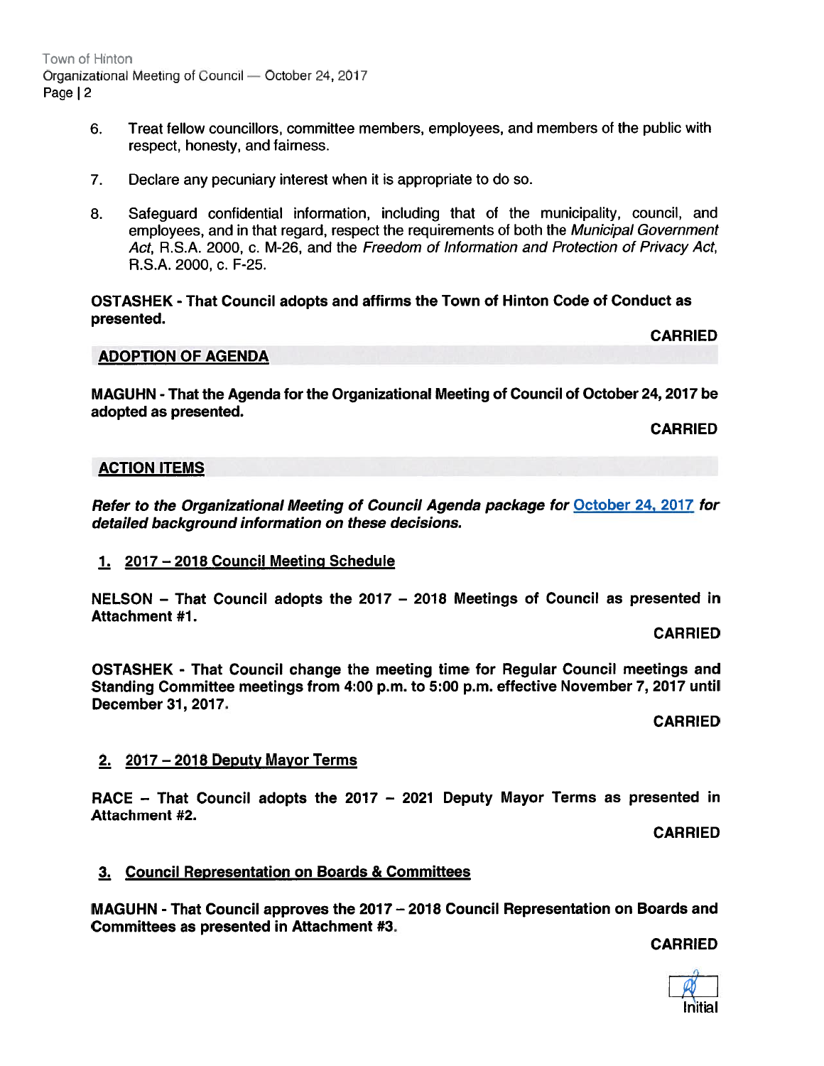6. Treat fellow councillors, committee members, employees, and members of the public with respect, honesty, and fairness.

7. Declare any pecuniary interest when it is appropriate to do so.

8. Safeguard confidential information, including that of the municipality, council, and employees, and in that regard, respect the requirements of both the *Municipal Government Act*, R.S.A. 2000, c. M-26, and the *Freedom of Information and Protection of Privacy Act*, R.S.A. 2000, c. F-25.

**OSTASHEK - That Council adopts and affirms the Town of Hinton Code of Conduct as presented.**

**CARRIED**

## ADOPTION OF AGENDA

**MAGUHN - That the Agenda for the Organizational Meeting of Council of October 24, 2017 be adopted as presented.**

**CARRIED**

## ACTION ITEMS

***Refer to the Organizational Meeting of Council Agenda package for October 24, 2017 for detailed background information on these decisions.***

### 1. 2017 – 2018 Council Meeting Schedule

**NELSON – That Council adopts the 2017 – 2018 Meetings of Council as presented in Attachment #1.**

**CARRIED**

**OSTASHEK - That Council change the meeting time for Regular Council meetings and Standing Committee meetings from 4:00 p.m. to 5:00 p.m. effective November 7, 2017 until December 31, 2017.**

**CARRIED**

### 2. 2017 – 2018 Deputy Mayor Terms

**RACE – That Council adopts the 2017 – 2021 Deputy Mayor Terms as presented in Attachment #2.**

**CARRIED**

### 3. Council Representation on Boards & Committees

**MAGUHN - That Council approves the 2017 – 2018 Council Representation on Boards and Committees as presented in Attachment #3.**

**CARRIED**

Initial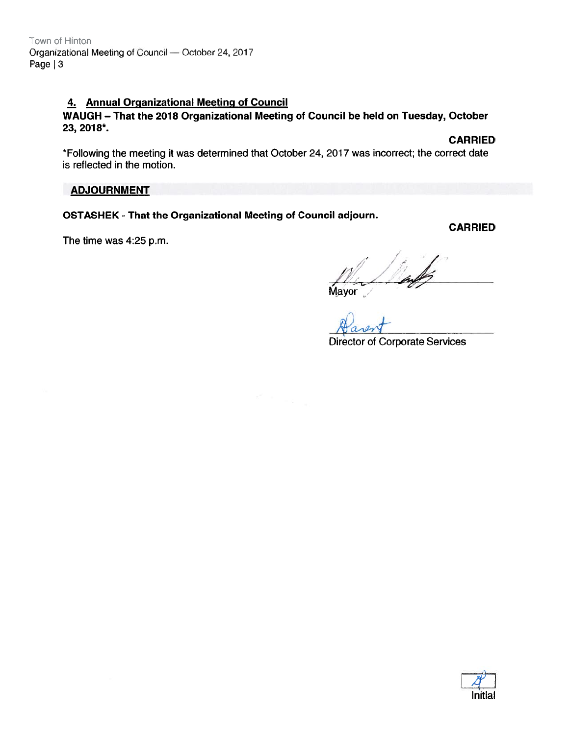## 4. Annual Organizational Meeting of Council

**WAUGH – That the 2018 Organizational Meeting of Council be held on Tuesday, October 23, 2018*.**

**CARRIED**

*Following the meeting it was determined that October 24, 2017 was incorrect; the correct date is reflected in the motion.

## ADJOURNMENT

**OSTASHEK - That the Organizational Meeting of Council adjourn.**

**CARRIED**

The time was 4:25 p.m.

Mayor

Director of Corporate Services

Initial